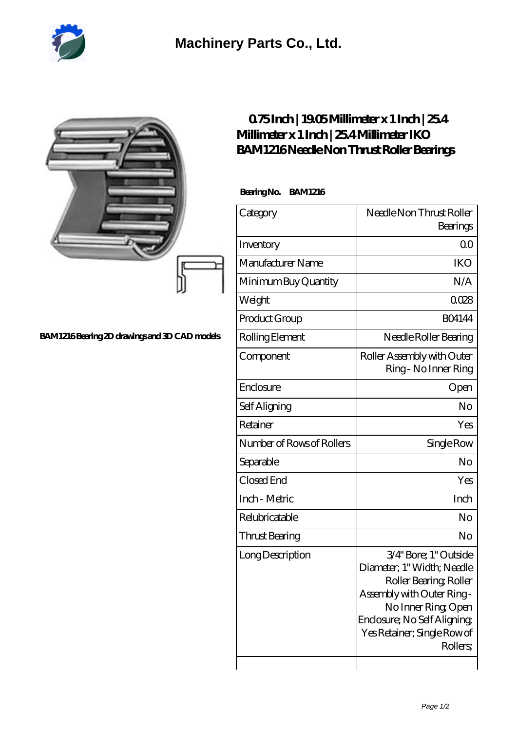# Machinery Parts Co., Ltd.

BAM1216 Bearing 2D drawings and 3D CAD models

## 0.75 Inch | 19.05 Millimeter x 1 Inch | 25.4 Millimeter x 1 Inch | 25.4 Millimeter IKO BAM1216 Needle Non Thrust Roller Bearings

**Bearing No.** BAM1216

| | |
|---|---|
| Category | Needle Non Thrust Roller Bearings |
| Inventory | 0.0 |
| Manufacturer Name | IKO |
| Minimum Buy Quantity | N/A |
| Weight | 0.028 |
| Product Group | B04144 |
| Rolling Element | Needle Roller Bearing |
| Component | Roller Assembly with Outer Ring - No Inner Ring |
| Enclosure | Open |
| Self Aligning | No |
| Retainer | Yes |
| Number of Rows of Rollers | Single Row |
| Separable | No |
| Closed End | Yes |
| Inch - Metric | Inch |
| Relubricatable | No |
| Thrust Bearing | No |
| Long Description | 3/4" Bore; 1" Outside Diameter; 1" Width; Needle Roller Bearing; Roller Assembly with Outer Ring - No Inner Ring; Open Enclosure; No Self Aligning; Yes Retainer; Single Row of Rollers; |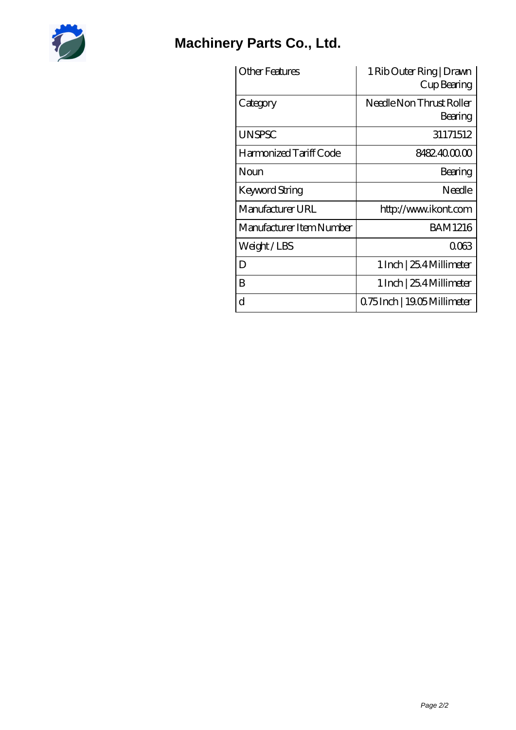# Machinery Parts Co., Ltd.

| | |
|---|---|
| Other Features | 1 Rib Outer Ring \| Drawn Cup Bearing |
| Category | Needle Non Thrust Roller Bearing |
| UNSPSC | 31171512 |
| Harmonized Tariff Code | 8482.40.00.00 |
| Noun | Bearing |
| Keyword String | Needle |
| Manufacturer URL | http://www.ikont.com |
| Manufacturer Item Number | BAM1216 |
| Weight / LBS | 0.063 |
| D | 1 Inch \| 25.4 Millimeter |
| B | 1 Inch \| 25.4 Millimeter |
| d | 0.75 Inch \| 19.05 Millimeter |